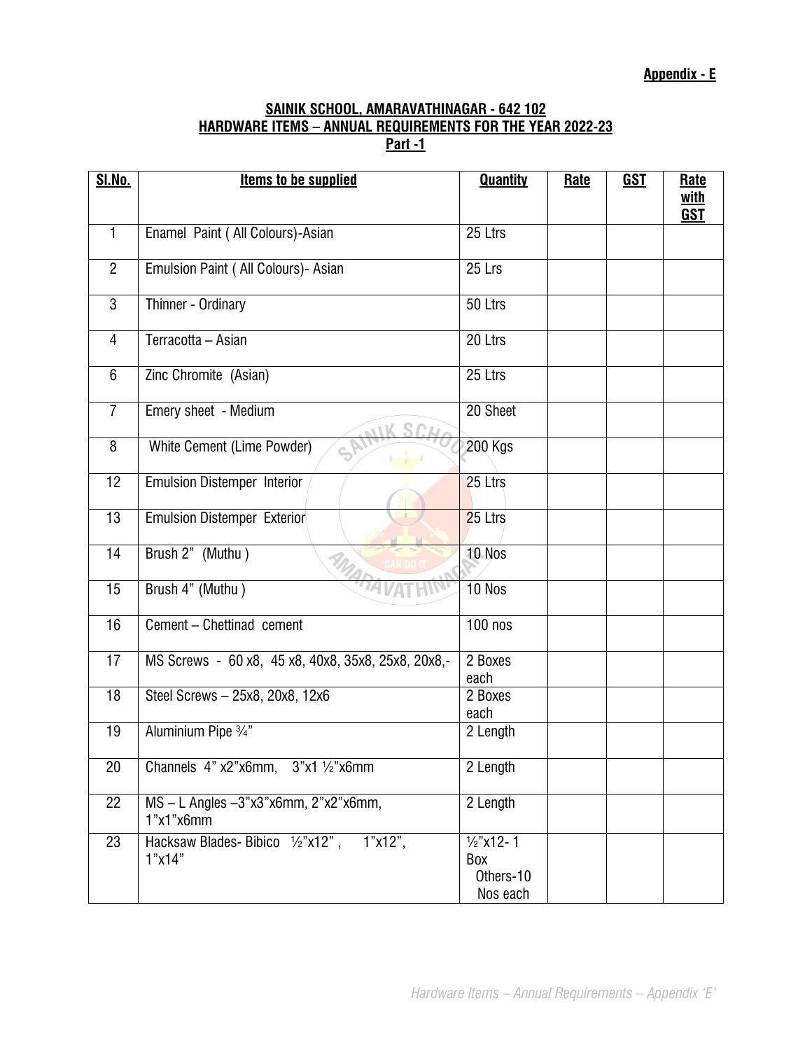**Appendix - E**

**SAINIK SCHOOL, AMARAVATHINAGAR - 642 102**
**HARDWARE ITEMS – ANNUAL REQUIREMENTS FOR THE YEAR 2022-23**
**Part -1**

| Sl.No. | Items to be supplied | Quantity | Rate | GST | Rate with GST |
|---|---|---|---|---|---|
| 1 | Enamel Paint ( All Colours)-Asian | 25 Ltrs | | | |
| 2 | Emulsion Paint ( All Colours)- Asian | 25 Lrs | | | |
| 3 | Thinner - Ordinary | 50 Ltrs | | | |
| 4 | Terracotta – Asian | 20 Ltrs | | | |
| 6 | Zinc Chromite (Asian) | 25 Ltrs | | | |
| 7 | Emery sheet - Medium | 20 Sheet | | | |
| 8 | White Cement (Lime Powder) | 200 Kgs | | | |
| 12 | Emulsion Distemper Interior | 25 Ltrs | | | |
| 13 | Emulsion Distemper Exterior | 25 Ltrs | | | |
| 14 | Brush 2" (Muthu ) | 10 Nos | | | |
| 15 | Brush 4" (Muthu ) | 10 Nos | | | |
| 16 | Cement – Chettinad cement | 100 nos | | | |
| 17 | MS Screws - 60 x8, 45 x8, 40x8, 35x8, 25x8, 20x8,- | 2 Boxes each | | | |
| 18 | Steel Screws – 25x8, 20x8, 12x6 | 2 Boxes each | | | |
| 19 | Aluminium Pipe ¾" | 2 Length | | | |
| 20 | Channels 4" x2"x6mm, 3"x1 ½"x6mm | 2 Length | | | |
| 22 | MS – L Angles –3"x3"x6mm, 2"x2"x6mm, 1"x1"x6mm | 2 Length | | | |
| 23 | Hacksaw Blades- Bibico ½"x12" , 1"x12", 1"x14" | ½"x12- 1 Box Others-10 Nos each | | | |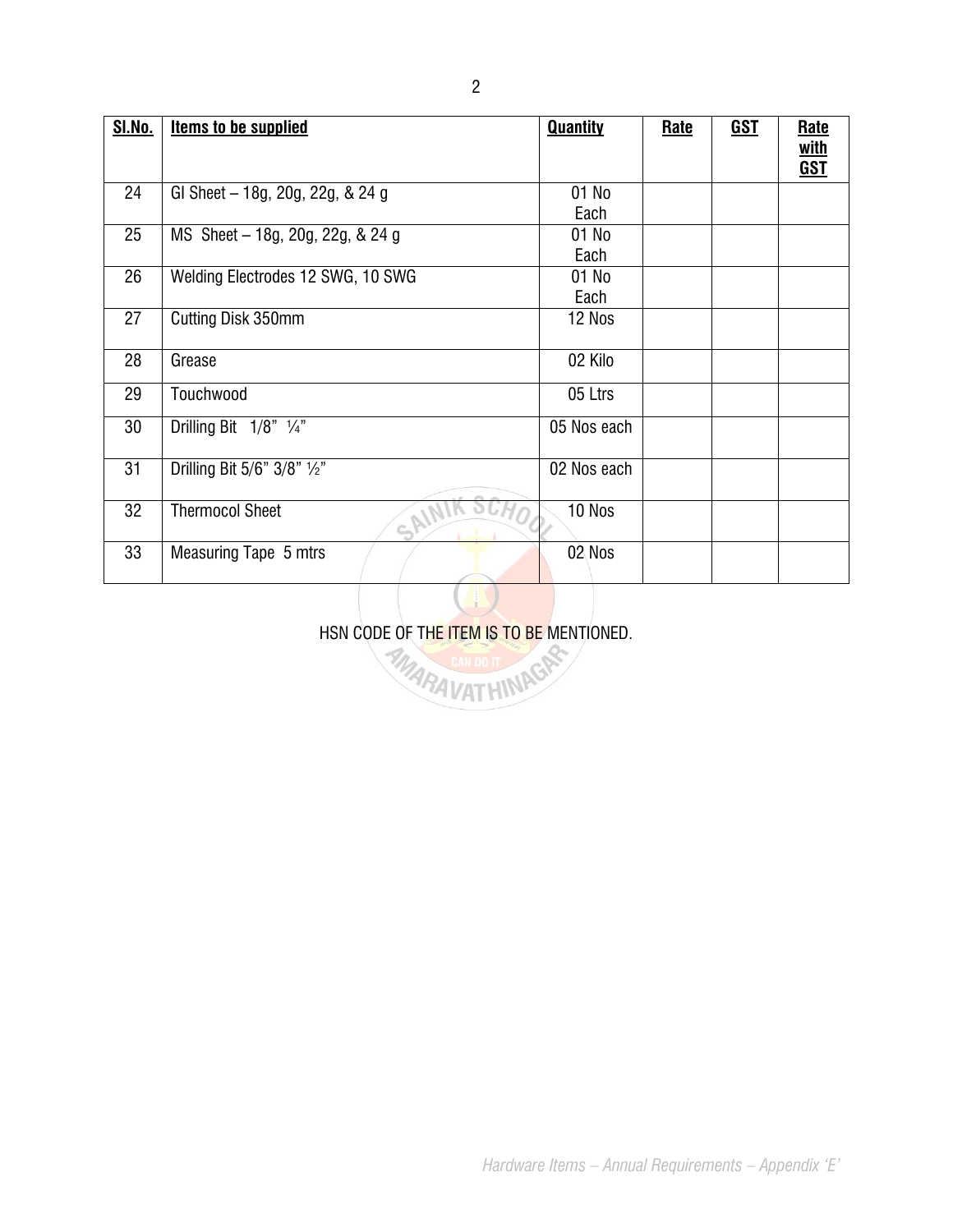| Sl.No. | Items to be supplied | Quantity | Rate | GST | Rate with GST |
|---|---|---|---|---|---|
| 24 | GI Sheet – 18g, 20g, 22g, & 24 g | 01 No Each | | | |
| 25 | MS Sheet – 18g, 20g, 22g, & 24 g | 01 No Each | | | |
| 26 | Welding Electrodes 12 SWG, 10 SWG | 01 No Each | | | |
| 27 | Cutting Disk 350mm | 12 Nos | | | |
| 28 | Grease | 02 Kilo | | | |
| 29 | Touchwood | 05 Ltrs | | | |
| 30 | Drilling Bit 1/8" ¼" | 05 Nos each | | | |
| 31 | Drilling Bit 5/6" 3/8" ½" | 02 Nos each | | | |
| 32 | Thermocol Sheet | 10 Nos | | | |
| 33 | Measuring Tape 5 mtrs | 02 Nos | | | |

HSN CODE OF THE ITEM IS TO BE MENTIONED.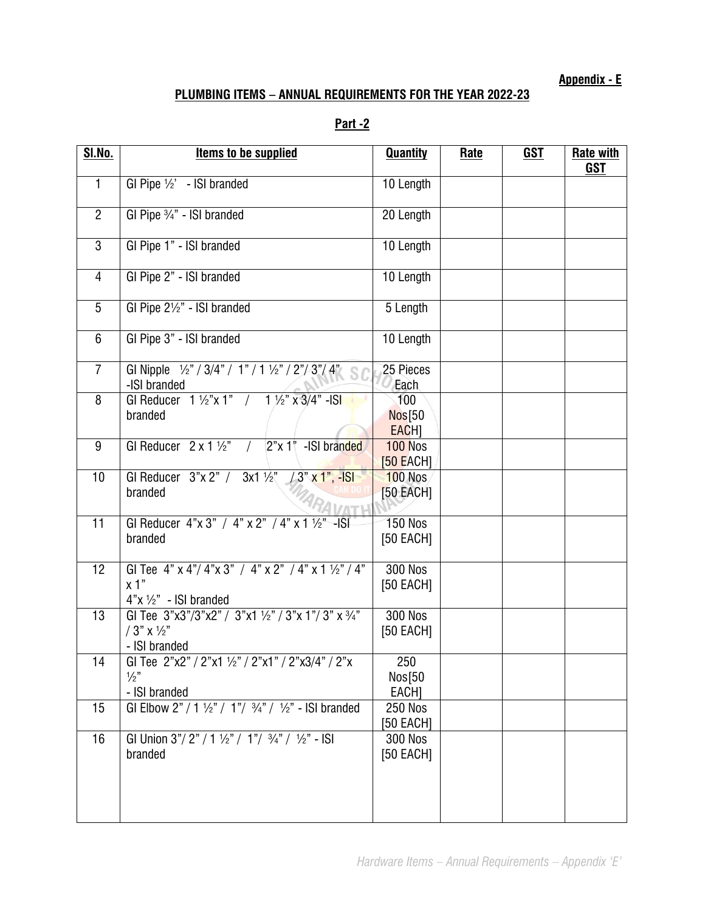**Appendix - E**

## PLUMBING ITEMS – ANNUAL REQUIREMENTS FOR THE YEAR 2022-23

### Part -2

| Sl.No. | Items to be supplied | Quantity | Rate | GST | Rate with GST |
|---|---|---|---|---|---|
| 1 | GI Pipe ½' - ISI branded | 10 Length | | | |
| 2 | GI Pipe ¾" - ISI branded | 20 Length | | | |
| 3 | GI Pipe 1" - ISI branded | 10 Length | | | |
| 4 | GI Pipe 2" - ISI branded | 10 Length | | | |
| 5 | GI Pipe 2½" - ISI branded | 5 Length | | | |
| 6 | GI Pipe 3" - ISI branded | 10 Length | | | |
| 7 | GI Nipple ½" / 3/4" / 1" / 1 ½" / 2"/ 3"/ 4" -ISI branded | 25 Pieces Each | | | |
| 8 | GI Reducer 1 ½"x 1" / 1 ½" x 3/4" -ISI branded | 100 Nos[50 EACH] | | | |
| 9 | GI Reducer 2 x 1 ½" / 2"x 1" -ISI branded | 100 Nos [50 EACH] | | | |
| 10 | GI Reducer 3"x 2" / 3x1 ½" / 3" x 1", -ISI branded | 100 Nos [50 EACH] | | | |
| 11 | GI Reducer 4"x 3" / 4" x 2" / 4" x 1 ½" -ISI branded | 150 Nos [50 EACH] | | | |
| 12 | GI Tee 4" x 4"/ 4"x 3" / 4" x 2" / 4" x 1 ½" / 4" x 1" 4"x ½" - ISI branded | 300 Nos [50 EACH] | | | |
| 13 | GI Tee 3"x3"/3"x2" / 3"x1 ½" / 3"x 1"/ 3" x ¾" / 3" x ½" - ISI branded | 300 Nos [50 EACH] | | | |
| 14 | GI Tee 2"x2" / 2"x1 ½" / 2"x1" / 2"x3/4" / 2"x ½" - ISI branded | 250 Nos[50 EACH] | | | |
| 15 | GI Elbow 2" / 1 ½" / 1"/ ¾" / ½" - ISI branded | 250 Nos [50 EACH] | | | |
| 16 | GI Union 3"/ 2" / 1 ½" / 1"/ ¾" / ½" - ISI branded | 300 Nos [50 EACH] | | | |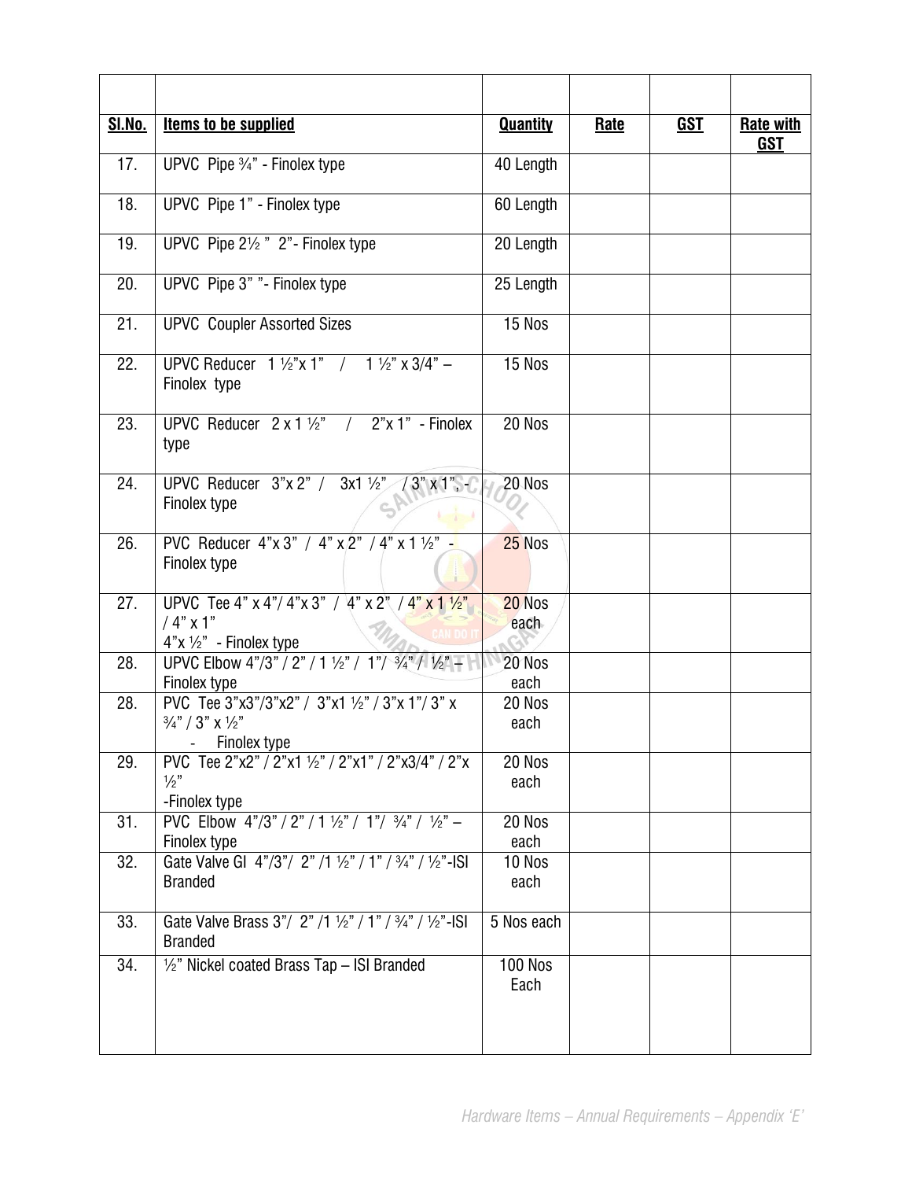| | | | | | |
|---|---|---|---|---|---|
| **Sl.No.** | **Items to be supplied** | **Quantity** | **Rate** | **GST** | **Rate with GST** |
| 17. | UPVC Pipe ¾" - Finolex type | 40 Length | | | |
| 18. | UPVC Pipe 1" - Finolex type | 60 Length | | | |
| 19. | UPVC Pipe 2½ " 2"- Finolex type | 20 Length | | | |
| 20. | UPVC Pipe 3" "- Finolex type | 25 Length | | | |
| 21. | UPVC Coupler Assorted Sizes | 15 Nos | | | |
| 22. | UPVC Reducer 1 ½"x 1" / 1 ½" x 3/4" – Finolex type | 15 Nos | | | |
| 23. | UPVC Reducer 2 x 1 ½" / 2"x 1" - Finolex type | 20 Nos | | | |
| 24. | UPVC Reducer 3"x 2" / 3x1 ½" / 3" x 1" - Finolex type | 20 Nos | | | |
| 26. | PVC Reducer 4"x 3" / 4" x 2" / 4" x 1 ½" - Finolex type | 25 Nos | | | |
| 27. | UPVC Tee 4" x 4"/ 4"x 3" / 4" x 2" / 4" x 1 ½" / 4" x 1" 4"x ½" - Finolex type | 20 Nos each | | | |
| 28. | UPVC Elbow 4"/3" / 2" / 1 ½" / 1"/ ¾" / ½" – Finolex type | 20 Nos each | | | |
| 28. | PVC Tee 3"x3"/3"x2" / 3"x1 ½" / 3"x 1"/ 3" x ¾" / 3" x ½" - Finolex type | 20 Nos each | | | |
| 29. | PVC Tee 2"x2" / 2"x1 ½" / 2"x1" / 2"x3/4" / 2"x ½" -Finolex type | 20 Nos each | | | |
| 31. | PVC Elbow 4"/3" / 2" / 1 ½" / 1"/ ¾" / ½" – Finolex type | 20 Nos each | | | |
| 32. | Gate Valve GI 4"/3"/ 2" /1 ½" / 1" / ¾" / ½"-ISI Branded | 10 Nos each | | | |
| 33. | Gate Valve Brass 3"/ 2" /1 ½" / 1" / ¾" / ½"-ISI Branded | 5 Nos each | | | |
| 34. | ½" Nickel coated Brass Tap – ISI Branded | 100 Nos Each | | | |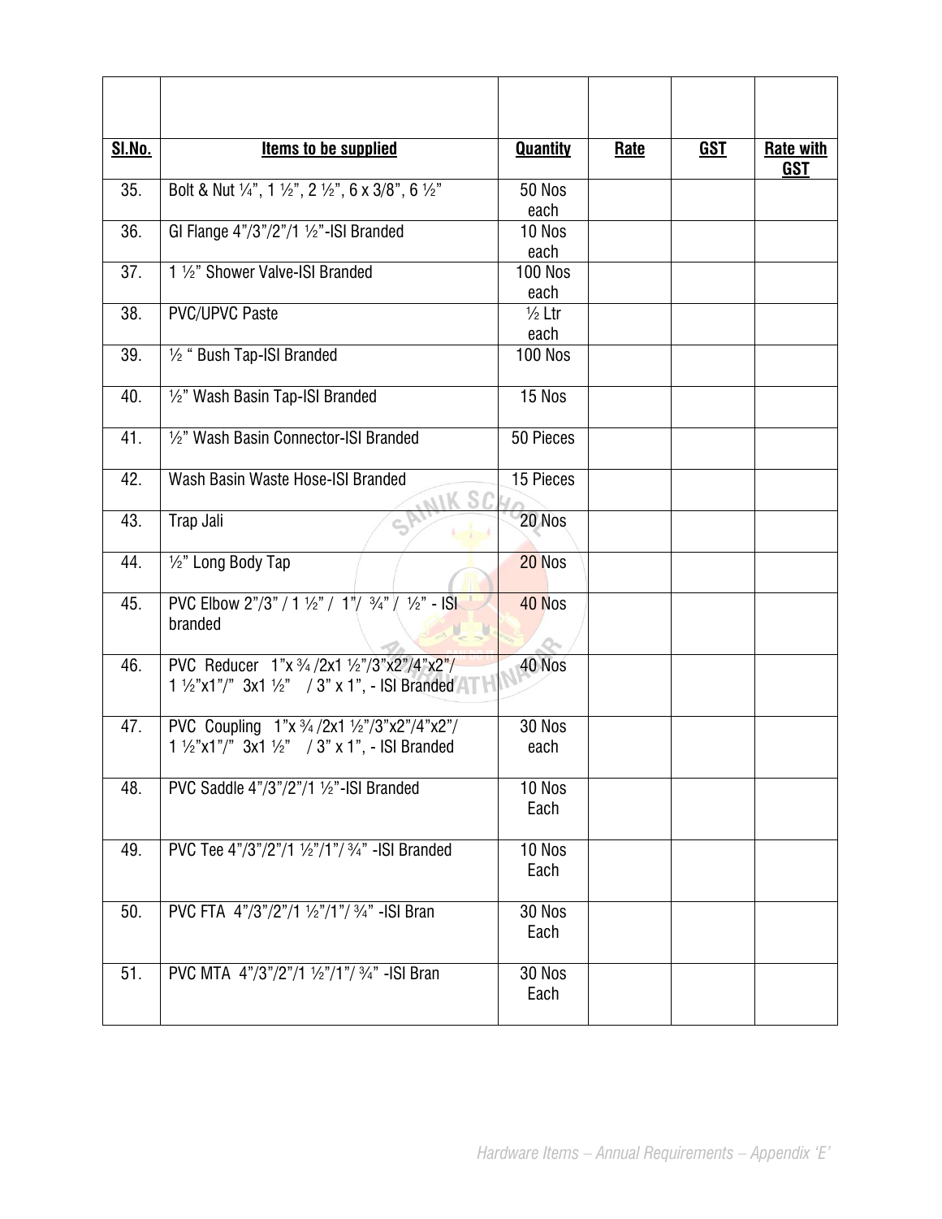| Sl.No. | Items to be supplied | Quantity | Rate | GST | Rate with GST |
|---|---|---|---|---|---|
| 35. | Bolt & Nut ¼", 1 ½", 2 ½", 6 x 3/8", 6 ½" | 50 Nos each | | | |
| 36. | GI Flange 4"/3"/2"/1 ½"-ISI Branded | 10 Nos each | | | |
| 37. | 1 ½" Shower Valve-ISI Branded | 100 Nos each | | | |
| 38. | PVC/UPVC Paste | ½ Ltr each | | | |
| 39. | ½ " Bush Tap-ISI Branded | 100 Nos | | | |
| 40. | ½" Wash Basin Tap-ISI Branded | 15 Nos | | | |
| 41. | ½" Wash Basin Connector-ISI Branded | 50 Pieces | | | |
| 42. | Wash Basin Waste Hose-ISI Branded | 15 Pieces | | | |
| 43. | Trap Jali | 20 Nos | | | |
| 44. | ½" Long Body Tap | 20 Nos | | | |
| 45. | PVC Elbow 2"/3" / 1 ½" / 1"/ ¾" / ½" - ISI branded | 40 Nos | | | |
| 46. | PVC Reducer 1"x ¾ /2x1 ½"/3"x2"/4"x2"/ 1 ½"x1"/" 3x1 ½" / 3" x 1", - ISI Branded | 40 Nos | | | |
| 47. | PVC Coupling 1"x ¾ /2x1 ½"/3"x2"/4"x2"/ 1 ½"x1"/" 3x1 ½" / 3" x 1", - ISI Branded | 30 Nos each | | | |
| 48. | PVC Saddle 4"/3"/2"/1 ½"-ISI Branded | 10 Nos Each | | | |
| 49. | PVC Tee 4"/3"/2"/1 ½"/1"/ ¾" -ISI Branded | 10 Nos Each | | | |
| 50. | PVC FTA 4"/3"/2"/1 ½"/1"/ ¾" -ISI Bran | 30 Nos Each | | | |
| 51. | PVC MTA 4"/3"/2"/1 ½"/1"/ ¾" -ISI Bran | 30 Nos Each | | | |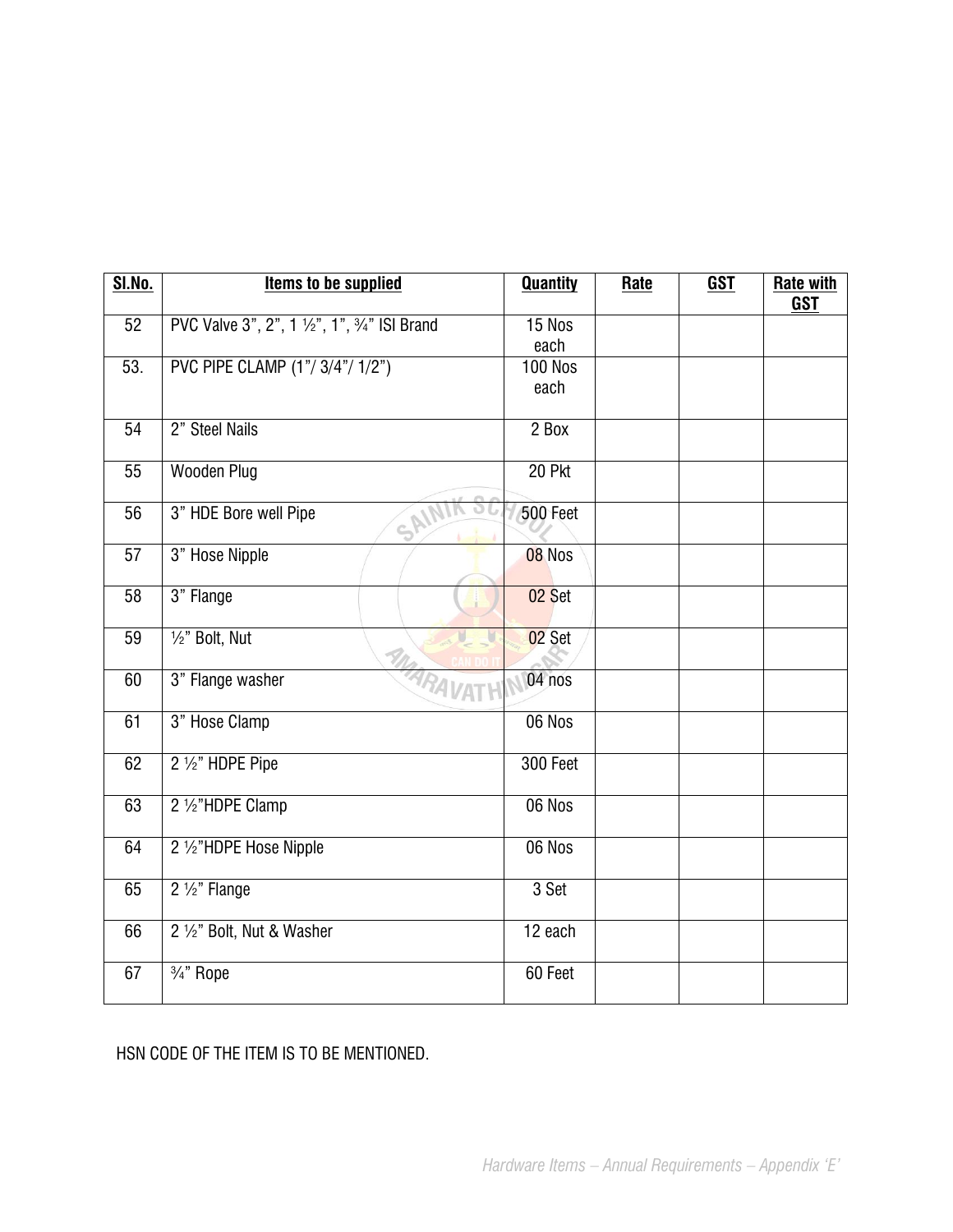| Sl.No. | Items to be supplied | Quantity | Rate | GST | Rate with GST |
|---|---|---|---|---|---|
| 52 | PVC Valve 3", 2", 1 ½", 1", ¾" ISI Brand | 15 Nos each | | | |
| 53. | PVC PIPE CLAMP (1"/ 3/4"/ 1/2") | 100 Nos each | | | |
| 54 | 2" Steel Nails | 2 Box | | | |
| 55 | Wooden Plug | 20 Pkt | | | |
| 56 | 3" HDE Bore well Pipe | 500 Feet | | | |
| 57 | 3" Hose Nipple | 08 Nos | | | |
| 58 | 3" Flange | 02 Set | | | |
| 59 | ½" Bolt, Nut | 02 Set | | | |
| 60 | 3" Flange washer | 04 nos | | | |
| 61 | 3" Hose Clamp | 06 Nos | | | |
| 62 | 2 ½" HDPE Pipe | 300 Feet | | | |
| 63 | 2 ½"HDPE Clamp | 06 Nos | | | |
| 64 | 2 ½"HDPE Hose Nipple | 06 Nos | | | |
| 65 | 2 ½" Flange | 3 Set | | | |
| 66 | 2 ½" Bolt, Nut & Washer | 12 each | | | |
| 67 | ¾" Rope | 60 Feet | | | |

HSN CODE OF THE ITEM IS TO BE MENTIONED.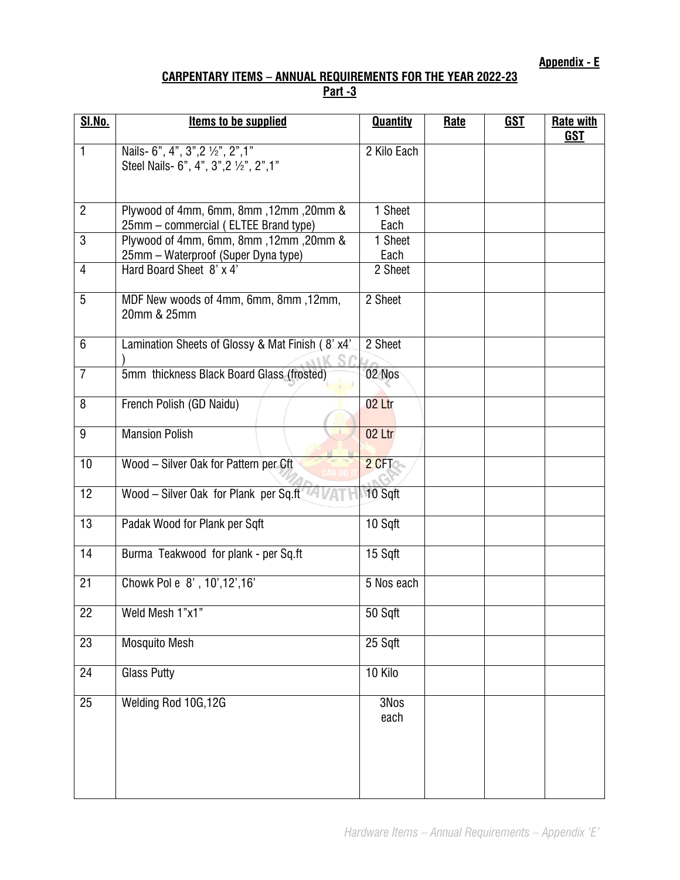**Appendix - E**

## CARPENTARY ITEMS – ANNUAL REQUIREMENTS FOR THE YEAR 2022-23

### Part -3

| Sl.No. | Items to be supplied | Quantity | Rate | GST | Rate with GST |
|---|---|---|---|---|---|
| 1 | Nails- 6", 4", 3",2 ½", 2",1"<br>Steel Nails- 6", 4", 3",2 ½", 2",1" | 2 Kilo Each | | | |
| 2 | Plywood of 4mm, 6mm, 8mm ,12mm ,20mm & 25mm – commercial ( ELTEE Brand type) | 1 Sheet Each | | | |
| 3 | Plywood of 4mm, 6mm, 8mm ,12mm ,20mm & 25mm – Waterproof (Super Dyna type) | 1 Sheet Each | | | |
| 4 | Hard Board Sheet 8' x 4' | 2 Sheet | | | |
| 5 | MDF New woods of 4mm, 6mm, 8mm ,12mm, 20mm & 25mm | 2 Sheet | | | |
| 6 | Lamination Sheets of Glossy & Mat Finish ( 8' x4' ) | 2 Sheet | | | |
| 7 | 5mm thickness Black Board Glass (frosted) | 02 Nos | | | |
| 8 | French Polish (GD Naidu) | 02 Ltr | | | |
| 9 | Mansion Polish | 02 Ltr | | | |
| 10 | Wood – Silver Oak for Pattern per Cft | 2 CFT | | | |
| 12 | Wood – Silver Oak for Plank per Sq.ft | 10 Sqft | | | |
| 13 | Padak Wood for Plank per Sqft | 10 Sqft | | | |
| 14 | Burma Teakwood for plank - per Sq.ft | 15 Sqft | | | |
| 21 | Chowk Pol e 8' , 10',12',16' | 5 Nos each | | | |
| 22 | Weld Mesh 1"x1" | 50 Sqft | | | |
| 23 | Mosquito Mesh | 25 Sqft | | | |
| 24 | Glass Putty | 10 Kilo | | | |
| 25 | Welding Rod 10G,12G | 3Nos each | | | |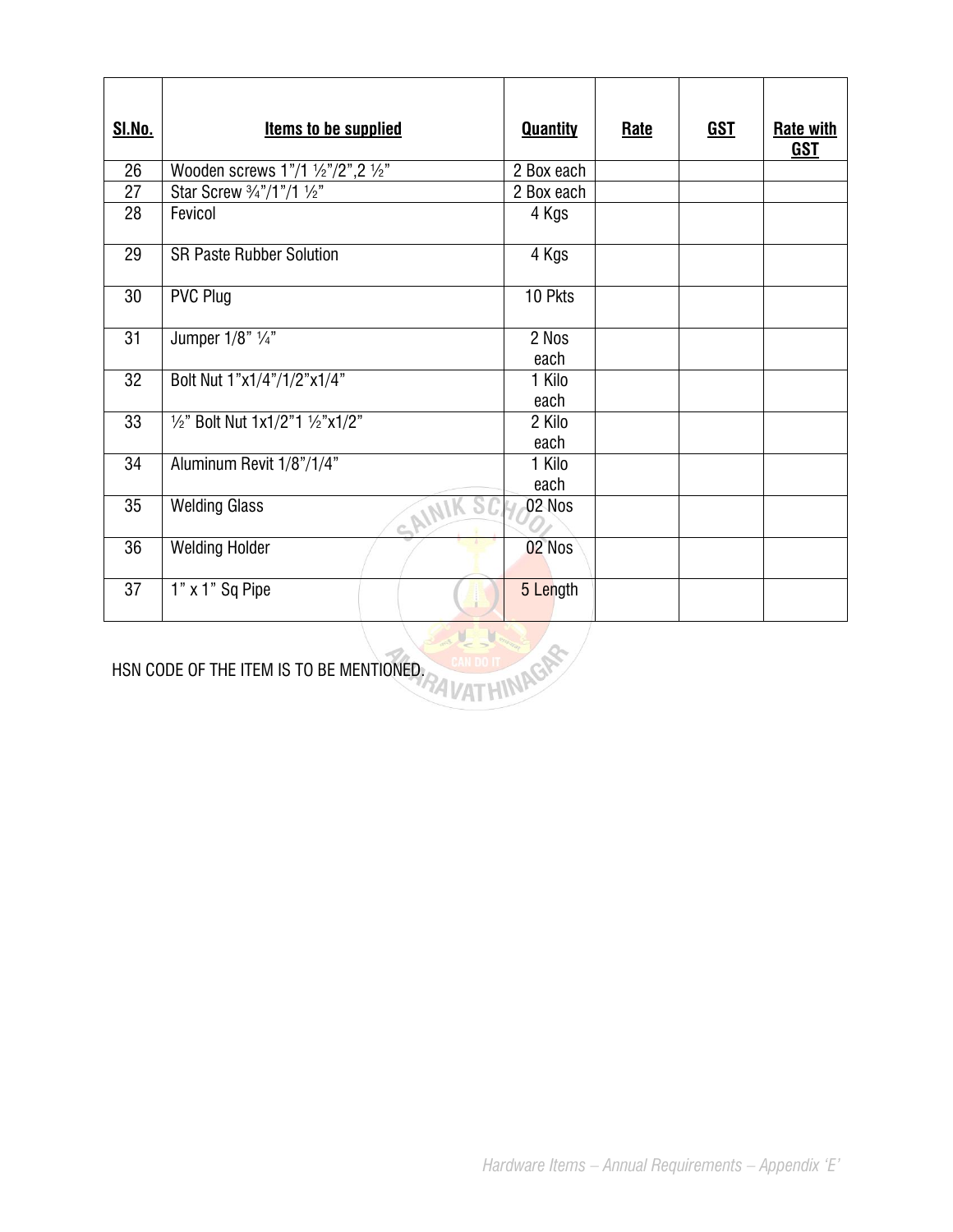| Sl.No. | Items to be supplied | Quantity | Rate | GST | Rate with GST |
|---|---|---|---|---|---|
| 26 | Wooden screws 1"/1 ½"/2",2 ½" | 2 Box each | | | |
| 27 | Star Screw ¾"/1"/1 ½" | 2 Box each | | | |
| 28 | Fevicol | 4 Kgs | | | |
| 29 | SR Paste Rubber Solution | 4 Kgs | | | |
| 30 | PVC Plug | 10 Pkts | | | |
| 31 | Jumper 1/8" ¼" | 2 Nos each | | | |
| 32 | Bolt Nut 1"x1/4"/1/2"x1/4" | 1 Kilo each | | | |
| 33 | ½" Bolt Nut 1x1/2"1 ½"x1/2" | 2 Kilo each | | | |
| 34 | Aluminum Revit 1/8"/1/4" | 1 Kilo each | | | |
| 35 | Welding Glass | 02 Nos | | | |
| 36 | Welding Holder | 02 Nos | | | |
| 37 | 1" x 1" Sq Pipe | 5 Length | | | |

HSN CODE OF THE ITEM IS TO BE MENTIONED.